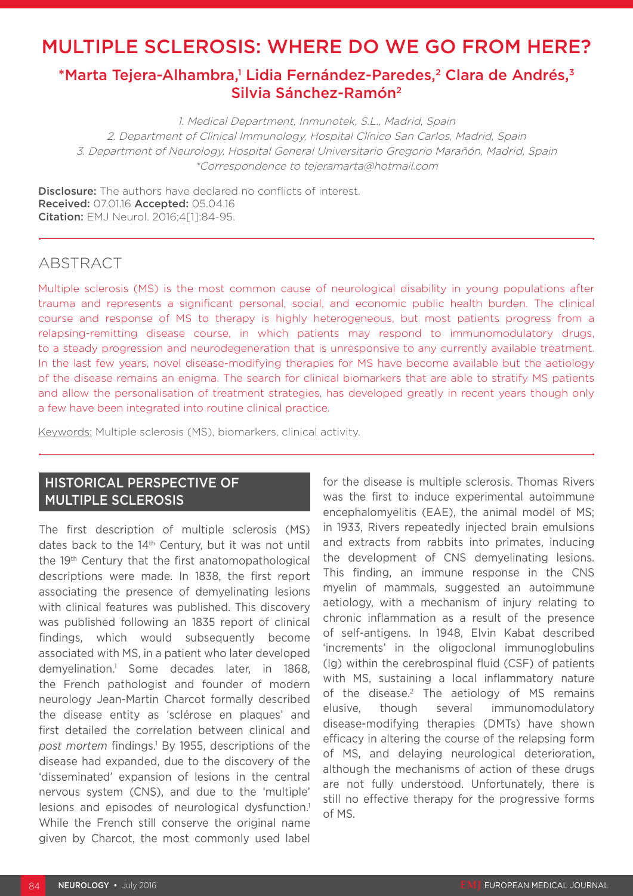# MULTIPLE SCLEROSIS: WHERE DO WE GO FROM HERE?

**\*Marta Tejera-Alhambra,[1] Lidia Fernández-Paredes,[2] Clara de Andrés,[3] Silvia Sánchez-Ramón[2]**

*1. Medical Department, Inmunotek, S.L., Madrid, Spain*
*2. Department of Clinical Immunology, Hospital Clínico San Carlos, Madrid, Spain*
*3. Department of Neurology, Hospital General Universitario Gregorio Marañón, Madrid, Spain*
*\*Correspondence to tejeramarta@hotmail.com*

**Disclosure:** The authors have declared no conflicts of interest.
**Received:** 07.01.16 **Accepted:** 05.04.16
**Citation:** EMJ Neurol. 2016;4[1]:84-95.

## ABSTRACT

Multiple sclerosis (MS) is the most common cause of neurological disability in young populations after trauma and represents a significant personal, social, and economic public health burden. The clinical course and response of MS to therapy is highly heterogeneous, but most patients progress from a relapsing-remitting disease course, in which patients may respond to immunomodulatory drugs, to a steady progression and neurodegeneration that is unresponsive to any currently available treatment. In the last few years, novel disease-modifying therapies for MS have become available but the aetiology of the disease remains an enigma. The search for clinical biomarkers that are able to stratify MS patients and allow the personalisation of treatment strategies, has developed greatly in recent years though only a few have been integrated into routine clinical practice.

Keywords: Multiple sclerosis (MS), biomarkers, clinical activity.

## HISTORICAL PERSPECTIVE OF MULTIPLE SCLEROSIS

The first description of multiple sclerosis (MS) dates back to the 14th Century, but it was not until the 19th Century that the first anatomopathological descriptions were made. In 1838, the first report associating the presence of demyelinating lesions with clinical features was published. This discovery was published following an 1835 report of clinical findings, which would subsequently become associated with MS, in a patient who later developed demyelination.[1] Some decades later, in 1868, the French pathologist and founder of modern neurology Jean-Martin Charcot formally described the disease entity as 'sclérose en plaques' and first detailed the correlation between clinical and *post mortem* findings.[1] By 1955, descriptions of the disease had expanded, due to the discovery of the 'disseminated' expansion of lesions in the central nervous system (CNS), and due to the 'multiple' lesions and episodes of neurological dysfunction.[1] While the French still conserve the original name given by Charcot, the most commonly used label for the disease is multiple sclerosis. Thomas Rivers was the first to induce experimental autoimmune encephalomyelitis (EAE), the animal model of MS; in 1933, Rivers repeatedly injected brain emulsions and extracts from rabbits into primates, inducing the development of CNS demyelinating lesions. This finding, an immune response in the CNS myelin of mammals, suggested an autoimmune aetiology, with a mechanism of injury relating to chronic inflammation as a result of the presence of self-antigens. In 1948, Elvin Kabat described 'increments' in the oligoclonal immunoglobulins (Ig) within the cerebrospinal fluid (CSF) of patients with MS, sustaining a local inflammatory nature of the disease.[2] The aetiology of MS remains elusive, though several immunomodulatory disease-modifying therapies (DMTs) have shown efficacy in altering the course of the relapsing form of MS, and delaying neurological deterioration, although the mechanisms of action of these drugs are not fully understood. Unfortunately, there is still no effective therapy for the progressive forms of MS.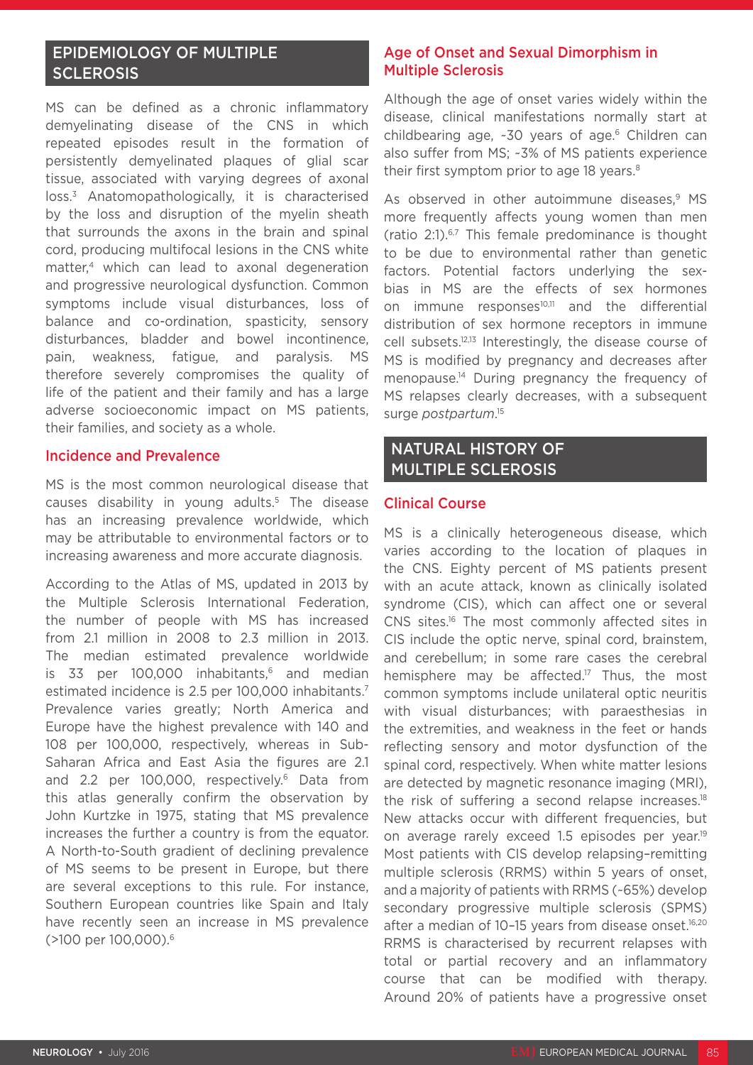## EPIDEMIOLOGY OF MULTIPLE SCLEROSIS

MS can be defined as a chronic inflammatory demyelinating disease of the CNS in which repeated episodes result in the formation of persistently demyelinated plaques of glial scar tissue, associated with varying degrees of axonal loss.[3] Anatomopathologically, it is characterised by the loss and disruption of the myelin sheath that surrounds the axons in the brain and spinal cord, producing multifocal lesions in the CNS white matter,[4] which can lead to axonal degeneration and progressive neurological dysfunction. Common symptoms include visual disturbances, loss of balance and co-ordination, spasticity, sensory disturbances, bladder and bowel incontinence, pain, weakness, fatigue, and paralysis. MS therefore severely compromises the quality of life of the patient and their family and has a large adverse socioeconomic impact on MS patients, their families, and society as a whole.

### Incidence and Prevalence

MS is the most common neurological disease that causes disability in young adults.[5] The disease has an increasing prevalence worldwide, which may be attributable to environmental factors or to increasing awareness and more accurate diagnosis.

According to the Atlas of MS, updated in 2013 by the Multiple Sclerosis International Federation, the number of people with MS has increased from 2.1 million in 2008 to 2.3 million in 2013. The median estimated prevalence worldwide is 33 per 100,000 inhabitants,[6] and median estimated incidence is 2.5 per 100,000 inhabitants.[7] Prevalence varies greatly; North America and Europe have the highest prevalence with 140 and 108 per 100,000, respectively, whereas in Sub-Saharan Africa and East Asia the figures are 2.1 and 2.2 per 100,000, respectively.[6] Data from this atlas generally confirm the observation by John Kurtzke in 1975, stating that MS prevalence increases the further a country is from the equator. A North-to-South gradient of declining prevalence of MS seems to be present in Europe, but there are several exceptions to this rule. For instance, Southern European countries like Spain and Italy have recently seen an increase in MS prevalence (>100 per 100,000).[6]

### Age of Onset and Sexual Dimorphism in Multiple Sclerosis

Although the age of onset varies widely within the disease, clinical manifestations normally start at childbearing age, ~30 years of age.[6] Children can also suffer from MS; ~3% of MS patients experience their first symptom prior to age 18 years.[8]

As observed in other autoimmune diseases,[9] MS more frequently affects young women than men (ratio 2:1).[6,7] This female predominance is thought to be due to environmental rather than genetic factors. Potential factors underlying the sex-bias in MS are the effects of sex hormones on immune responses[10,11] and the differential distribution of sex hormone receptors in immune cell subsets.[12,13] Interestingly, the disease course of MS is modified by pregnancy and decreases after menopause.[14] During pregnancy the frequency of MS relapses clearly decreases, with a subsequent surge *postpartum*.[15]

## NATURAL HISTORY OF MULTIPLE SCLEROSIS

### Clinical Course

MS is a clinically heterogeneous disease, which varies according to the location of plaques in the CNS. Eighty percent of MS patients present with an acute attack, known as clinically isolated syndrome (CIS), which can affect one or several CNS sites.[16] The most commonly affected sites in CIS include the optic nerve, spinal cord, brainstem, and cerebellum; in some rare cases the cerebral hemisphere may be affected.[17] Thus, the most common symptoms include unilateral optic neuritis with visual disturbances; with paraesthesias in the extremities, and weakness in the feet or hands reflecting sensory and motor dysfunction of the spinal cord, respectively. When white matter lesions are detected by magnetic resonance imaging (MRI), the risk of suffering a second relapse increases.[18] New attacks occur with different frequencies, but on average rarely exceed 1.5 episodes per year.[19] Most patients with CIS develop relapsing–remitting multiple sclerosis (RRMS) within 5 years of onset, and a majority of patients with RRMS (~65%) develop secondary progressive multiple sclerosis (SPMS) after a median of 10–15 years from disease onset.[16,20] RRMS is characterised by recurrent relapses with total or partial recovery and an inflammatory course that can be modified with therapy. Around 20% of patients have a progressive onset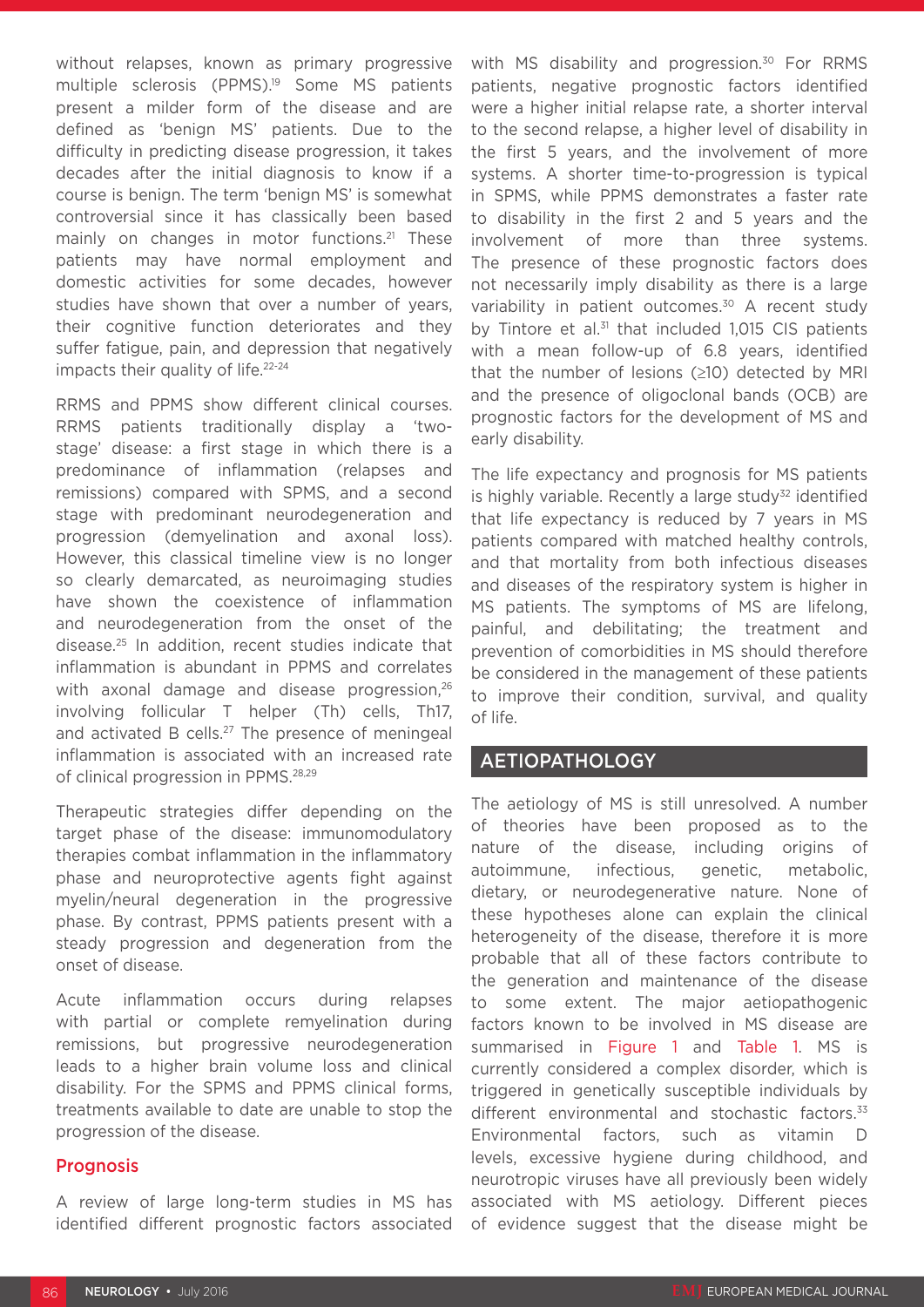without relapses, known as primary progressive multiple sclerosis (PPMS).[19] Some MS patients present a milder form of the disease and are defined as 'benign MS' patients. Due to the difficulty in predicting disease progression, it takes decades after the initial diagnosis to know if a course is benign. The term 'benign MS' is somewhat controversial since it has classically been based mainly on changes in motor functions.[21] These patients may have normal employment and domestic activities for some decades, however studies have shown that over a number of years, their cognitive function deteriorates and they suffer fatigue, pain, and depression that negatively impacts their quality of life.[22-24]

RRMS and PPMS show different clinical courses. RRMS patients traditionally display a 'two-stage' disease: a first stage in which there is a predominance of inflammation (relapses and remissions) compared with SPMS, and a second stage with predominant neurodegeneration and progression (demyelination and axonal loss). However, this classical timeline view is no longer so clearly demarcated, as neuroimaging studies have shown the coexistence of inflammation and neurodegeneration from the onset of the disease.[25] In addition, recent studies indicate that inflammation is abundant in PPMS and correlates with axonal damage and disease progression,[26] involving follicular T helper (Th) cells, Th17, and activated B cells.[27] The presence of meningeal inflammation is associated with an increased rate of clinical progression in PPMS.[28,29]

Therapeutic strategies differ depending on the target phase of the disease: immunomodulatory therapies combat inflammation in the inflammatory phase and neuroprotective agents fight against myelin/neural degeneration in the progressive phase. By contrast, PPMS patients present with a steady progression and degeneration from the onset of disease.

Acute inflammation occurs during relapses with partial or complete remyelination during remissions, but progressive neurodegeneration leads to a higher brain volume loss and clinical disability. For the SPMS and PPMS clinical forms, treatments available to date are unable to stop the progression of the disease.

### Prognosis

A review of large long-term studies in MS has identified different prognostic factors associated with MS disability and progression.[30] For RRMS patients, negative prognostic factors identified were a higher initial relapse rate, a shorter interval to the second relapse, a higher level of disability in the first 5 years, and the involvement of more systems. A shorter time-to-progression is typical in SPMS, while PPMS demonstrates a faster rate to disability in the first 2 and 5 years and the involvement of more than three systems. The presence of these prognostic factors does not necessarily imply disability as there is a large variability in patient outcomes.[30] A recent study by Tintore et al.[31] that included 1,015 CIS patients with a mean follow-up of 6.8 years, identified that the number of lesions (≥10) detected by MRI and the presence of oligoclonal bands (OCB) are prognostic factors for the development of MS and early disability.

The life expectancy and prognosis for MS patients is highly variable. Recently a large study[32] identified that life expectancy is reduced by 7 years in MS patients compared with matched healthy controls, and that mortality from both infectious diseases and diseases of the respiratory system is higher in MS patients. The symptoms of MS are lifelong, painful, and debilitating; the treatment and prevention of comorbidities in MS should therefore be considered in the management of these patients to improve their condition, survival, and quality of life.

## AETIOPATHOLOGY

The aetiology of MS is still unresolved. A number of theories have been proposed as to the nature of the disease, including origins of autoimmune, infectious, genetic, metabolic, dietary, or neurodegenerative nature. None of these hypotheses alone can explain the clinical heterogeneity of the disease, therefore it is more probable that all of these factors contribute to the generation and maintenance of the disease to some extent. The major aetiopathogenic factors known to be involved in MS disease are summarised in Figure 1 and Table 1. MS is currently considered a complex disorder, which is triggered in genetically susceptible individuals by different environmental and stochastic factors.[33] Environmental factors, such as vitamin D levels, excessive hygiene during childhood, and neurotropic viruses have all previously been widely associated with MS aetiology. Different pieces of evidence suggest that the disease might be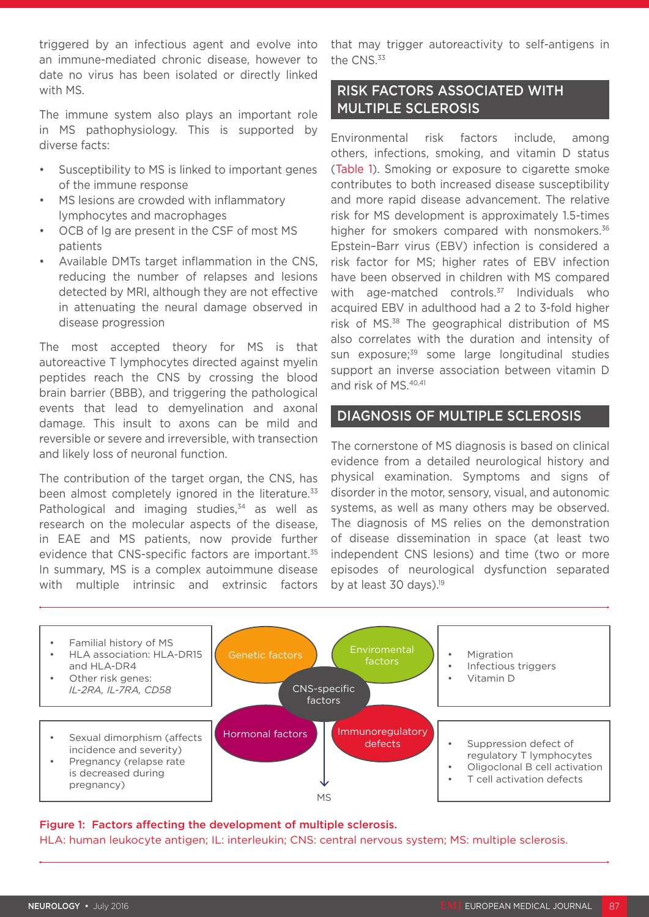triggered by an infectious agent and evolve into an immune-mediated chronic disease, however to date no virus has been isolated or directly linked with MS.

The immune system also plays an important role in MS pathophysiology. This is supported by diverse facts:

- Susceptibility to MS is linked to important genes of the immune response
- MS lesions are crowded with inflammatory lymphocytes and macrophages
- OCB of Ig are present in the CSF of most MS patients
- Available DMTs target inflammation in the CNS, reducing the number of relapses and lesions detected by MRI, although they are not effective in attenuating the neural damage observed in disease progression

The most accepted theory for MS is that autoreactive T lymphocytes directed against myelin peptides reach the CNS by crossing the blood brain barrier (BBB), and triggering the pathological events that lead to demyelination and axonal damage. This insult to axons can be mild and reversible or severe and irreversible, with transection and likely loss of neuronal function.

The contribution of the target organ, the CNS, has been almost completely ignored in the literature.[33] Pathological and imaging studies,[34] as well as research on the molecular aspects of the disease, in EAE and MS patients, now provide further evidence that CNS-specific factors are important.[35] In summary, MS is a complex autoimmune disease with multiple intrinsic and extrinsic factors that may trigger autoreactivity to self-antigens in the CNS.[33]

## RISK FACTORS ASSOCIATED WITH MULTIPLE SCLEROSIS

Environmental risk factors include, among others, infections, smoking, and vitamin D status (Table 1). Smoking or exposure to cigarette smoke contributes to both increased disease susceptibility and more rapid disease advancement. The relative risk for MS development is approximately 1.5-times higher for smokers compared with nonsmokers.[36] Epstein–Barr virus (EBV) infection is considered a risk factor for MS; higher rates of EBV infection have been observed in children with MS compared with age-matched controls.[37] Individuals who acquired EBV in adulthood had a 2 to 3-fold higher risk of MS.[38] The geographical distribution of MS also correlates with the duration and intensity of sun exposure;[39] some large longitudinal studies support an inverse association between vitamin D and risk of MS.[40,41]

## DIAGNOSIS OF MULTIPLE SCLEROSIS

The cornerstone of MS diagnosis is based on clinical evidence from a detailed neurological history and physical examination. Symptoms and signs of disorder in the motor, sensory, visual, and autonomic systems, as well as many others may be observed. The diagnosis of MS relies on the demonstration of disease dissemination in space (at least two independent CNS lesions) and time (two or more episodes of neurological dysfunction separated by at least 30 days).[19]

- Familial history of MS
- HLA association: HLA-DR15 and HLA-DR4
- Other risk genes: *IL-2RA, IL-7RA, CD58*

Genetic factors

Enviromental factors

- Migration
- Infectious triggers
- Vitamin D

CNS-specific factors

Hormonal factors

Immunoregulatory defects

- Sexual dimorphism (affects incidence and severity)
- Pregnancy (relapse rate is decreased during pregnancy)

- Suppression defect of regulatory T lymphocytes
- Oligoclonal B cell activation
- T cell activation defects

MS

**Figure 1: Factors affecting the development of multiple sclerosis.**
HLA: human leukocyte antigen; IL: interleukin; CNS: central nervous system; MS: multiple sclerosis.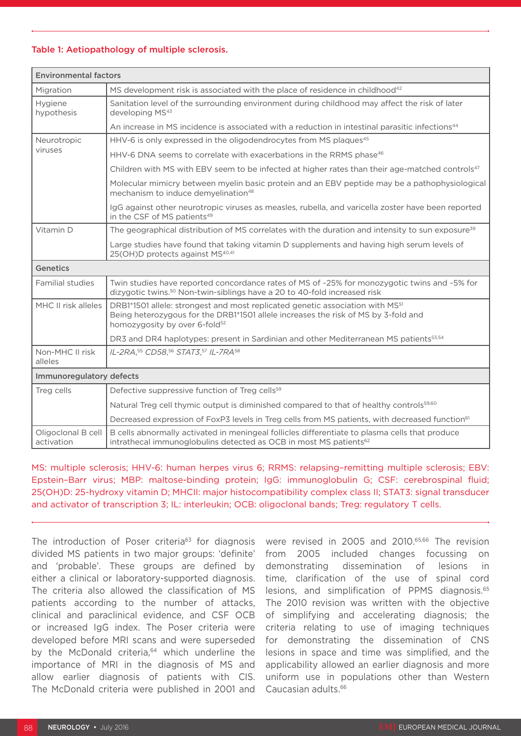**Table 1: Aetiopathology of multiple sclerosis.**

| | |
|---|---|
| **Environmental factors** | |
| Migration | MS development risk is associated with the place of residence in childhood[42] |
| Hygiene hypothesis | Sanitation level of the surrounding environment during childhood may affect the risk of later developing MS[43] |
| | An increase in MS incidence is associated with a reduction in intestinal parasitic infections[44] |
| Neurotropic viruses | HHV-6 is only expressed in the oligodendrocytes from MS plaques[45] |
| | HHV-6 DNA seems to correlate with exacerbations in the RRMS phase[46] |
| | Children with MS with EBV seem to be infected at higher rates than their age-matched controls[47] |
| | Molecular mimicry between myelin basic protein and an EBV peptide may be a pathophysiological mechanism to induce demyelination[48] |
| | IgG against other neurotropic viruses as measles, rubella, and varicella zoster have been reported in the CSF of MS patients[49] |
| Vitamin D | The geographical distribution of MS correlates with the duration and intensity to sun exposure[39] |
| | Large studies have found that taking vitamin D supplements and having high serum levels of 25(OH)D protects against MS[40,41] |
| **Genetics** | |
| Familial studies | Twin studies have reported concordance rates of MS of ~25% for monozygotic twins and ~5% for dizygotic twins.[50] Non-twin-siblings have a 20 to 40-fold increased risk |
| MHC II risk alleles | DRB1*1501 allele: strongest and most replicated genetic association with MS[51] Being heterozygous for the DRB1*1501 allele increases the risk of MS by 3-fold and homozygosity by over 6-fold[52] |
| | DR3 and DR4 haplotypes: present in Sardinian and other Mediterranean MS patients[53,54] |
| Non-MHC II risk alleles | *IL-2RA*,[55] *CD58*,[56] *STAT3*,[57] *IL-7RA*[58] |
| **Immunoregulatory defects** | |
| Treg cells | Defective suppressive function of Treg cells[59] |
| | Natural Treg cell thymic output is diminished compared to that of healthy controls[59,60] |
| | Decreased expression of FoxP3 levels in Treg cells from MS patients, with decreased function[61] |
| Oligoclonal B cell activation | B cells abnormally activated in meningeal follicles differentiate to plasma cells that produce intrathecal immunoglobulins detected as OCB in most MS patients[62] |

MS: multiple sclerosis; HHV-6: human herpes virus 6; RRMS: relapsing–remitting multiple sclerosis; EBV: Epstein–Barr virus; MBP: maltose-binding protein; IgG: immunoglobulin G; CSF: cerebrospinal fluid; 25(OH)D: 25-hydroxy vitamin D; MHCII: major histocompatibility complex class II; STAT3: signal transducer and activator of transcription 3; IL: interleukin; OCB: oligoclonal bands; Treg: regulatory T cells.

The introduction of Poser criteria[63] for diagnosis divided MS patients in two major groups: 'definite' and 'probable'. These groups are defined by either a clinical or laboratory-supported diagnosis. The criteria also allowed the classification of MS patients according to the number of attacks, clinical and paraclinical evidence, and CSF OCB or increased IgG index. The Poser criteria were developed before MRI scans and were superseded by the McDonald criteria,[64] which underline the importance of MRI in the diagnosis of MS and allow earlier diagnosis of patients with CIS. The McDonald criteria were published in 2001 and were revised in 2005 and 2010.[65,66] The revision from 2005 included changes focussing on demonstrating dissemination of lesions in time, clarification of the use of spinal cord lesions, and simplification of PPMS diagnosis.[65] The 2010 revision was written with the objective of simplifying and accelerating diagnosis; the criteria relating to use of imaging techniques for demonstrating the dissemination of CNS lesions in space and time was simplified, and the applicability allowed an earlier diagnosis and more uniform use in populations other than Western Caucasian adults.[66]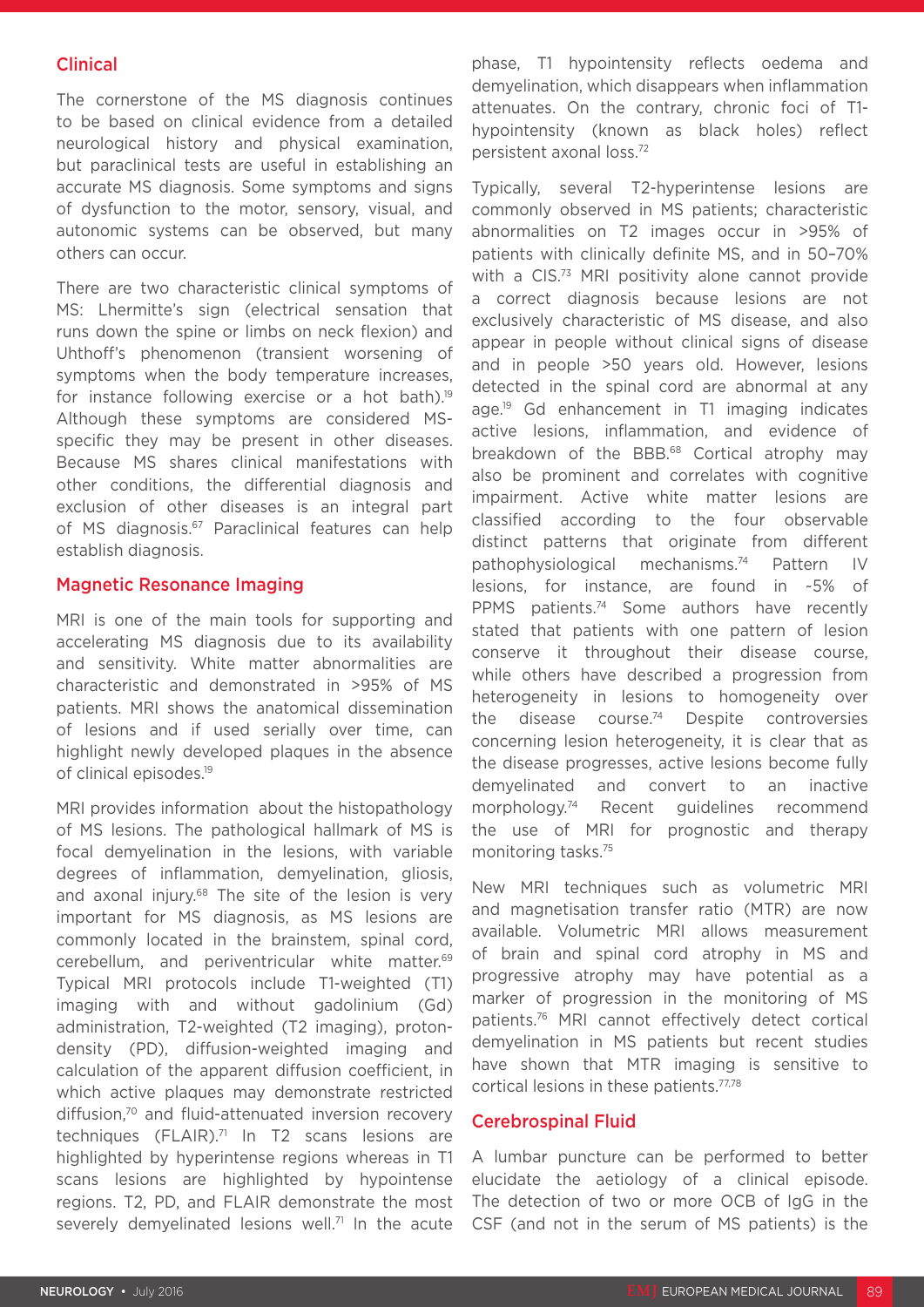## Clinical

The cornerstone of the MS diagnosis continues to be based on clinical evidence from a detailed neurological history and physical examination, but paraclinical tests are useful in establishing an accurate MS diagnosis. Some symptoms and signs of dysfunction to the motor, sensory, visual, and autonomic systems can be observed, but many others can occur.

There are two characteristic clinical symptoms of MS: Lhermitte's sign (electrical sensation that runs down the spine or limbs on neck flexion) and Uhthoff's phenomenon (transient worsening of symptoms when the body temperature increases, for instance following exercise or a hot bath).[19] Although these symptoms are considered MS-specific they may be present in other diseases. Because MS shares clinical manifestations with other conditions, the differential diagnosis and exclusion of other diseases is an integral part of MS diagnosis.[67] Paraclinical features can help establish diagnosis.

## Magnetic Resonance Imaging

MRI is one of the main tools for supporting and accelerating MS diagnosis due to its availability and sensitivity. White matter abnormalities are characteristic and demonstrated in >95% of MS patients. MRI shows the anatomical dissemination of lesions and if used serially over time, can highlight newly developed plaques in the absence of clinical episodes.[19]

MRI provides information about the histopathology of MS lesions. The pathological hallmark of MS is focal demyelination in the lesions, with variable degrees of inflammation, demyelination, gliosis, and axonal injury.[68] The site of the lesion is very important for MS diagnosis, as MS lesions are commonly located in the brainstem, spinal cord, cerebellum, and periventricular white matter.[69] Typical MRI protocols include T1-weighted (T1) imaging with and without gadolinium (Gd) administration, T2-weighted (T2 imaging), proton-density (PD), diffusion-weighted imaging and calculation of the apparent diffusion coefficient, in which active plaques may demonstrate restricted diffusion,[70] and fluid-attenuated inversion recovery techniques (FLAIR).[71] In T2 scans lesions are highlighted by hyperintense regions whereas in T1 scans lesions are highlighted by hypointense regions. T2, PD, and FLAIR demonstrate the most severely demyelinated lesions well.[71] In the acute phase, T1 hypointensity reflects oedema and demyelination, which disappears when inflammation attenuates. On the contrary, chronic foci of T1-hypointensity (known as black holes) reflect persistent axonal loss.[72]

Typically, several T2-hyperintense lesions are commonly observed in MS patients; characteristic abnormalities on T2 images occur in >95% of patients with clinically definite MS, and in 50–70% with a CIS.[73] MRI positivity alone cannot provide a correct diagnosis because lesions are not exclusively characteristic of MS disease, and also appear in people without clinical signs of disease and in people >50 years old. However, lesions detected in the spinal cord are abnormal at any age.[19] Gd enhancement in T1 imaging indicates active lesions, inflammation, and evidence of breakdown of the BBB.[68] Cortical atrophy may also be prominent and correlates with cognitive impairment. Active white matter lesions are classified according to the four observable distinct patterns that originate from different pathophysiological mechanisms.[74] Pattern IV lesions, for instance, are found in ~5% of PPMS patients.[74] Some authors have recently stated that patients with one pattern of lesion conserve it throughout their disease course, while others have described a progression from heterogeneity in lesions to homogeneity over the disease course.[74] Despite controversies concerning lesion heterogeneity, it is clear that as the disease progresses, active lesions become fully demyelinated and convert to an inactive morphology.[74] Recent guidelines recommend the use of MRI for prognostic and therapy monitoring tasks.[75]

New MRI techniques such as volumetric MRI and magnetisation transfer ratio (MTR) are now available. Volumetric MRI allows measurement of brain and spinal cord atrophy in MS and progressive atrophy may have potential as a marker of progression in the monitoring of MS patients.[76] MRI cannot effectively detect cortical demyelination in MS patients but recent studies have shown that MTR imaging is sensitive to cortical lesions in these patients.[77,78]

## Cerebrospinal Fluid

A lumbar puncture can be performed to better elucidate the aetiology of a clinical episode. The detection of two or more OCB of IgG in the CSF (and not in the serum of MS patients) is the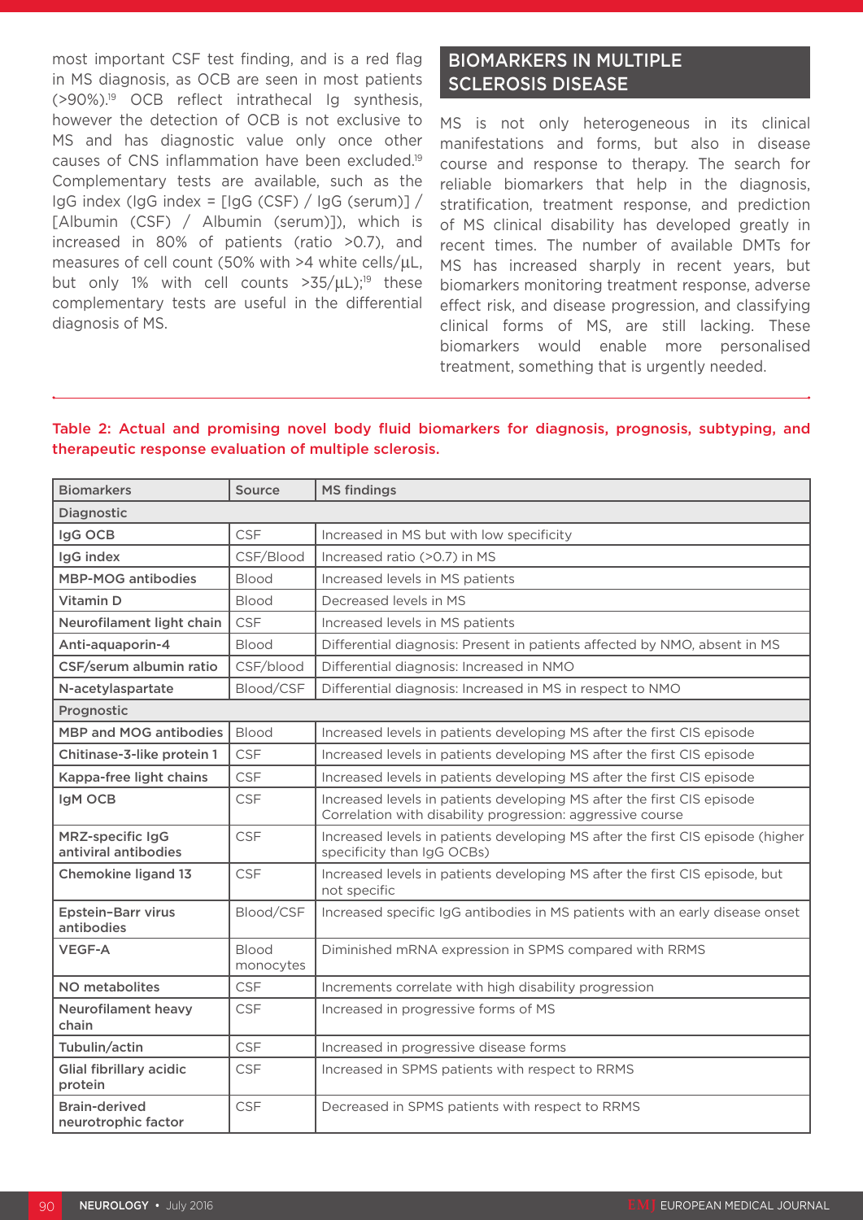most important CSF test finding, and is a red flag in MS diagnosis, as OCB are seen in most patients (>90%).[19] OCB reflect intrathecal Ig synthesis, however the detection of OCB is not exclusive to MS and has diagnostic value only once other causes of CNS inflammation have been excluded.[19] Complementary tests are available, such as the IgG index (IgG index = [IgG (CSF) / IgG (serum)] / [Albumin (CSF) / Albumin (serum)]), which is increased in 80% of patients (ratio >0.7), and measures of cell count (50% with >4 white cells/µL, but only 1% with cell counts >35/µL);[19] these complementary tests are useful in the differential diagnosis of MS.

## BIOMARKERS IN MULTIPLE SCLEROSIS DISEASE

MS is not only heterogeneous in its clinical manifestations and forms, but also in disease course and response to therapy. The search for reliable biomarkers that help in the diagnosis, stratification, treatment response, and prediction of MS clinical disability has developed greatly in recent times. The number of available DMTs for MS has increased sharply in recent years, but biomarkers monitoring treatment response, adverse effect risk, and disease progression, and classifying clinical forms of MS, are still lacking. These biomarkers would enable more personalised treatment, something that is urgently needed.

**Table 2: Actual and promising novel body fluid biomarkers for diagnosis, prognosis, subtyping, and therapeutic response evaluation of multiple sclerosis.**

| Biomarkers | Source | MS findings |
|---|---|---|
| **Diagnostic** | | |
| IgG OCB | CSF | Increased in MS but with low specificity |
| IgG index | CSF/Blood | Increased ratio (>0.7) in MS |
| MBP-MOG antibodies | Blood | Increased levels in MS patients |
| Vitamin D | Blood | Decreased levels in MS |
| Neurofilament light chain | CSF | Increased levels in MS patients |
| Anti-aquaporin-4 | Blood | Differential diagnosis: Present in patients affected by NMO, absent in MS |
| CSF/serum albumin ratio | CSF/blood | Differential diagnosis: Increased in NMO |
| N-acetylaspartate | Blood/CSF | Differential diagnosis: Increased in MS in respect to NMO |
| **Prognostic** | | |
| MBP and MOG antibodies | Blood | Increased levels in patients developing MS after the first CIS episode |
| Chitinase-3-like protein 1 | CSF | Increased levels in patients developing MS after the first CIS episode |
| Kappa-free light chains | CSF | Increased levels in patients developing MS after the first CIS episode |
| IgM OCB | CSF | Increased levels in patients developing MS after the first CIS episode<br>Correlation with disability progression: aggressive course |
| MRZ-specific IgG antiviral antibodies | CSF | Increased levels in patients developing MS after the first CIS episode (higher specificity than IgG OCBs) |
| Chemokine ligand 13 | CSF | Increased levels in patients developing MS after the first CIS episode, but not specific |
| Epstein–Barr virus antibodies | Blood/CSF | Increased specific IgG antibodies in MS patients with an early disease onset |
| VEGF-A | Blood monocytes | Diminished mRNA expression in SPMS compared with RRMS |
| NO metabolites | CSF | Increments correlate with high disability progression |
| Neurofilament heavy chain | CSF | Increased in progressive forms of MS |
| Tubulin/actin | CSF | Increased in progressive disease forms |
| Glial fibrillary acidic protein | CSF | Increased in SPMS patients with respect to RRMS |
| Brain-derived neurotrophic factor | CSF | Decreased in SPMS patients with respect to RRMS |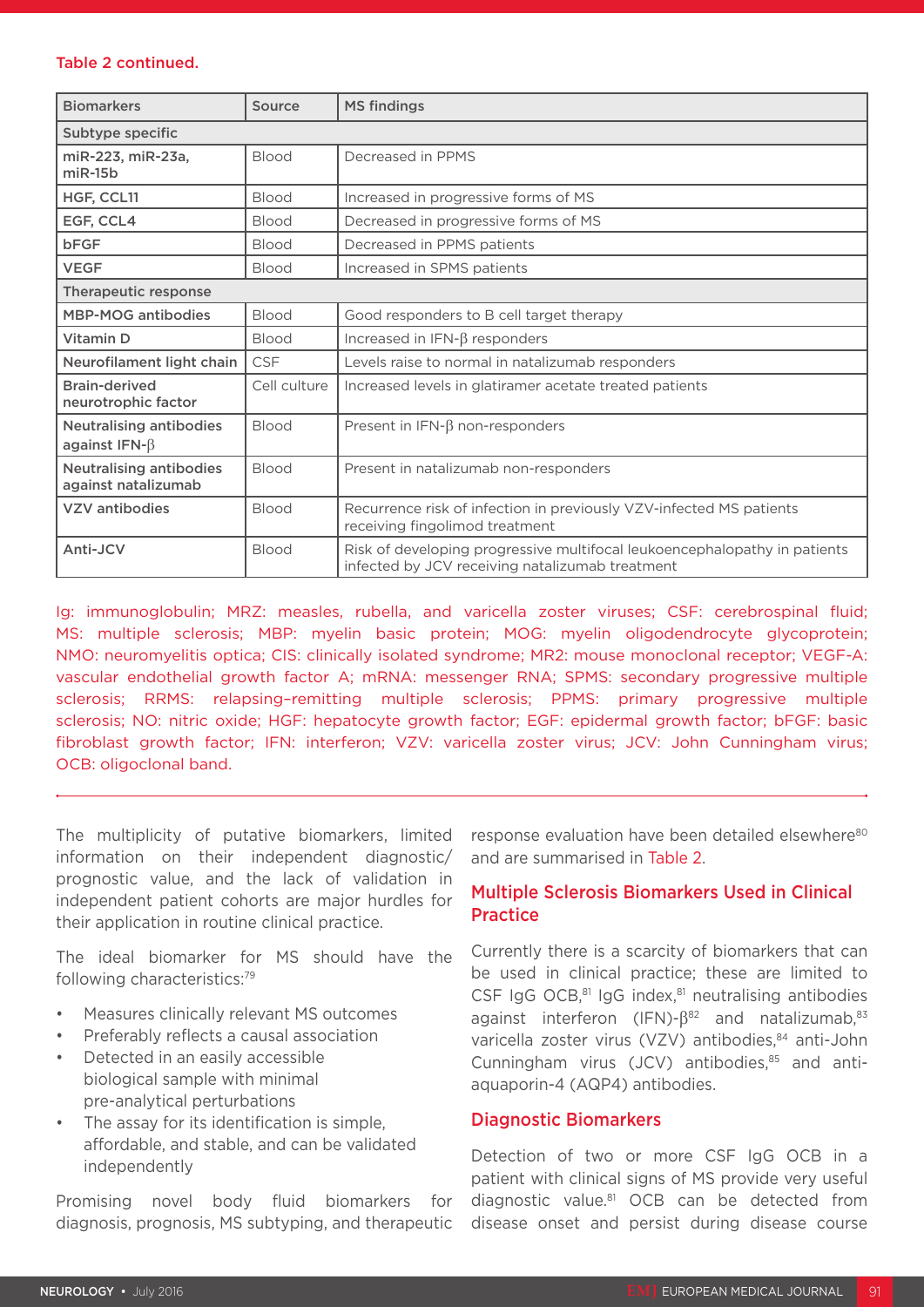Table 2 continued.

| Biomarkers | Source | MS findings |
|---|---|---|
| **Subtype specific** | | |
| **miR-223, miR-23a, miR-15b** | Blood | Decreased in PPMS |
| **HGF, CCL11** | Blood | Increased in progressive forms of MS |
| **EGF, CCL4** | Blood | Decreased in progressive forms of MS |
| **bFGF** | Blood | Decreased in PPMS patients |
| **VEGF** | Blood | Increased in SPMS patients |
| **Therapeutic response** | | |
| **MBP-MOG antibodies** | Blood | Good responders to B cell target therapy |
| **Vitamin D** | Blood | Increased in IFN-β responders |
| **Neurofilament light chain** | CSF | Levels raise to normal in natalizumab responders |
| **Brain-derived neurotrophic factor** | Cell culture | Increased levels in glatiramer acetate treated patients |
| **Neutralising antibodies against IFN-β** | Blood | Present in IFN-β non-responders |
| **Neutralising antibodies against natalizumab** | Blood | Present in natalizumab non-responders |
| **VZV antibodies** | Blood | Recurrence risk of infection in previously VZV-infected MS patients receiving fingolimod treatment |
| **Anti-JCV** | Blood | Risk of developing progressive multifocal leukoencephalopathy in patients infected by JCV receiving natalizumab treatment |

Ig: immunoglobulin; MRZ: measles, rubella, and varicella zoster viruses; CSF: cerebrospinal fluid; MS: multiple sclerosis; MBP: myelin basic protein; MOG: myelin oligodendrocyte glycoprotein; NMO: neuromyelitis optica; CIS: clinically isolated syndrome; MR2: mouse monoclonal receptor; VEGF-A: vascular endothelial growth factor A; mRNA: messenger RNA; SPMS: secondary progressive multiple sclerosis; RRMS: relapsing–remitting multiple sclerosis; PPMS: primary progressive multiple sclerosis; NO: nitric oxide; HGF: hepatocyte growth factor; EGF: epidermal growth factor; bFGF: basic fibroblast growth factor; IFN: interferon; VZV: varicella zoster virus; JCV: John Cunningham virus; OCB: oligoclonal band.

The multiplicity of putative biomarkers, limited information on their independent diagnostic/prognostic value, and the lack of validation in independent patient cohorts are major hurdles for their application in routine clinical practice.

The ideal biomarker for MS should have the following characteristics:[79]

- Measures clinically relevant MS outcomes
- Preferably reflects a causal association
- Detected in an easily accessible biological sample with minimal pre-analytical perturbations
- The assay for its identification is simple, affordable, and stable, and can be validated independently

Promising novel body fluid biomarkers for diagnosis, prognosis, MS subtyping, and therapeutic response evaluation have been detailed elsewhere[80] and are summarised in Table 2.

## Multiple Sclerosis Biomarkers Used in Clinical Practice

Currently there is a scarcity of biomarkers that can be used in clinical practice; these are limited to CSF IgG OCB,[81] IgG index,[81] neutralising antibodies against interferon (IFN)-β[82] and natalizumab,[83] varicella zoster virus (VZV) antibodies,[84] anti-John Cunningham virus (JCV) antibodies,[85] and anti-aquaporin-4 (AQP4) antibodies.

## Diagnostic Biomarkers

Detection of two or more CSF IgG OCB in a patient with clinical signs of MS provide very useful diagnostic value.[81] OCB can be detected from disease onset and persist during disease course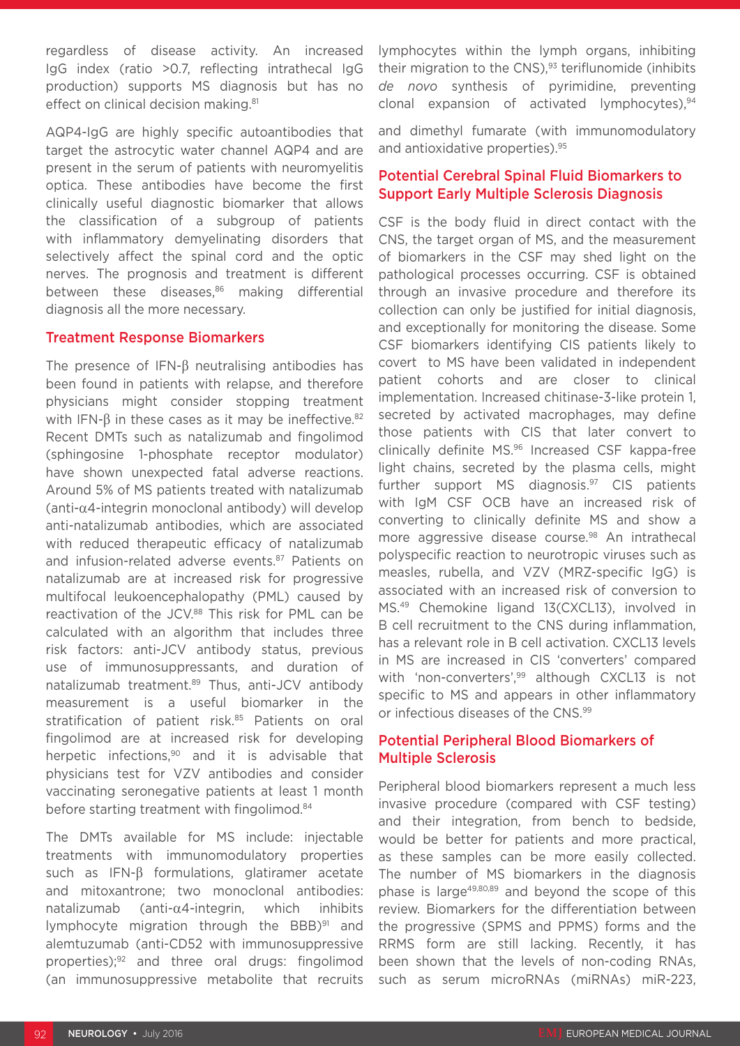regardless of disease activity. An increased IgG index (ratio >0.7, reflecting intrathecal IgG production) supports MS diagnosis but has no effect on clinical decision making.[81]

AQP4-IgG are highly specific autoantibodies that target the astrocytic water channel AQP4 and are present in the serum of patients with neuromyelitis optica. These antibodies have become the first clinically useful diagnostic biomarker that allows the classification of a subgroup of patients with inflammatory demyelinating disorders that selectively affect the spinal cord and the optic nerves. The prognosis and treatment is different between these diseases,[86] making differential diagnosis all the more necessary.

## Treatment Response Biomarkers

The presence of IFN-β neutralising antibodies has been found in patients with relapse, and therefore physicians might consider stopping treatment with IFN-β in these cases as it may be ineffective.[82] Recent DMTs such as natalizumab and fingolimod (sphingosine 1-phosphate receptor modulator) have shown unexpected fatal adverse reactions. Around 5% of MS patients treated with natalizumab (anti-α4-integrin monoclonal antibody) will develop anti-natalizumab antibodies, which are associated with reduced therapeutic efficacy of natalizumab and infusion-related adverse events.[87] Patients on natalizumab are at increased risk for progressive multifocal leukoencephalopathy (PML) caused by reactivation of the JCV.[88] This risk for PML can be calculated with an algorithm that includes three risk factors: anti-JCV antibody status, previous use of immunosuppressants, and duration of natalizumab treatment.[89] Thus, anti-JCV antibody measurement is a useful biomarker in the stratification of patient risk.[85] Patients on oral fingolimod are at increased risk for developing herpetic infections,[90] and it is advisable that physicians test for VZV antibodies and consider vaccinating seronegative patients at least 1 month before starting treatment with fingolimod.[84]

The DMTs available for MS include: injectable treatments with immunomodulatory properties such as IFN-β formulations, glatiramer acetate and mitoxantrone; two monoclonal antibodies: natalizumab (anti-α4-integrin, which inhibits lymphocyte migration through the BBB)[91] and alemtuzumab (anti-CD52 with immunosuppressive properties);[92] and three oral drugs: fingolimod (an immunosuppressive metabolite that recruits lymphocytes within the lymph organs, inhibiting their migration to the CNS),[93] teriflunomide (inhibits *de novo* synthesis of pyrimidine, preventing clonal expansion of activated lymphocytes),[94] and dimethyl fumarate (with immunomodulatory and antioxidative properties).[95]

## Potential Cerebral Spinal Fluid Biomarkers to Support Early Multiple Sclerosis Diagnosis

CSF is the body fluid in direct contact with the CNS, the target organ of MS, and the measurement of biomarkers in the CSF may shed light on the pathological processes occurring. CSF is obtained through an invasive procedure and therefore its collection can only be justified for initial diagnosis, and exceptionally for monitoring the disease. Some CSF biomarkers identifying CIS patients likely to covert to MS have been validated in independent patient cohorts and are closer to clinical implementation. Increased chitinase-3-like protein 1, secreted by activated macrophages, may define those patients with CIS that later convert to clinically definite MS.[96] Increased CSF kappa-free light chains, secreted by the plasma cells, might further support MS diagnosis.[97] CIS patients with IgM CSF OCB have an increased risk of converting to clinically definite MS and show a more aggressive disease course.[98] An intrathecal polyspecific reaction to neurotropic viruses such as measles, rubella, and VZV (MRZ-specific IgG) is associated with an increased risk of conversion to MS.[49] Chemokine ligand 13(CXCL13), involved in B cell recruitment to the CNS during inflammation, has a relevant role in B cell activation. CXCL13 levels in MS are increased in CIS 'converters' compared with 'non-converters',[99] although CXCL13 is not specific to MS and appears in other inflammatory or infectious diseases of the CNS.[99]

## Potential Peripheral Blood Biomarkers of Multiple Sclerosis

Peripheral blood biomarkers represent a much less invasive procedure (compared with CSF testing) and their integration, from bench to bedside, would be better for patients and more practical, as these samples can be more easily collected. The number of MS biomarkers in the diagnosis phase is large[49,80,89] and beyond the scope of this review. Biomarkers for the differentiation between the progressive (SPMS and PPMS) forms and the RRMS form are still lacking. Recently, it has been shown that the levels of non-coding RNAs, such as serum microRNAs (miRNAs) miR-223,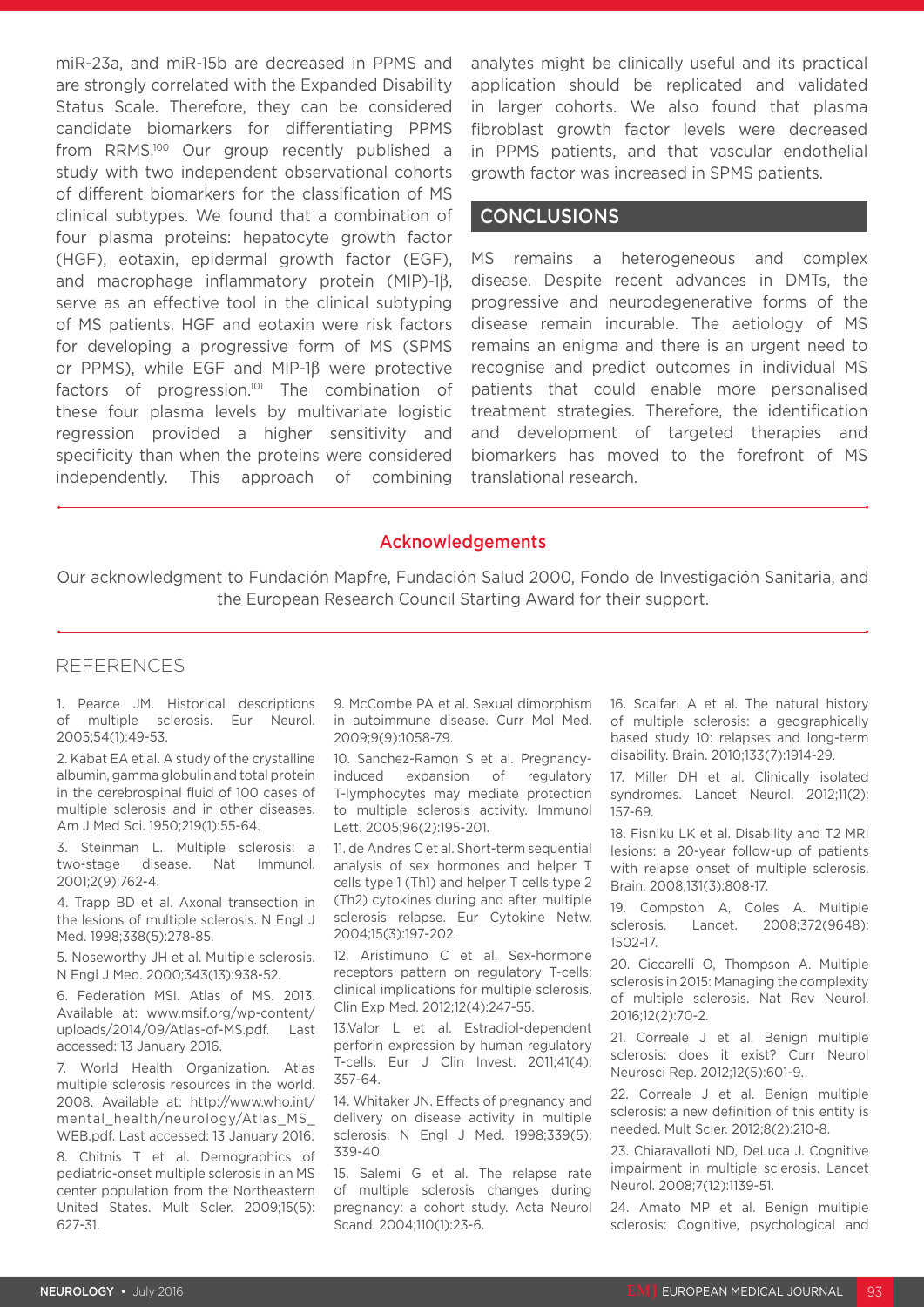miR-23a, and miR-15b are decreased in PPMS and are strongly correlated with the Expanded Disability Status Scale. Therefore, they can be considered candidate biomarkers for differentiating PPMS from RRMS.[100] Our group recently published a study with two independent observational cohorts of different biomarkers for the classification of MS clinical subtypes. We found that a combination of four plasma proteins: hepatocyte growth factor (HGF), eotaxin, epidermal growth factor (EGF), and macrophage inflammatory protein (MIP)-1β, serve as an effective tool in the clinical subtyping of MS patients. HGF and eotaxin were risk factors for developing a progressive form of MS (SPMS or PPMS), while EGF and MIP-1β were protective factors of progression.[101] The combination of these four plasma levels by multivariate logistic regression provided a higher sensitivity and specificity than when the proteins were considered independently. This approach of combining analytes might be clinically useful and its practical application should be replicated and validated in larger cohorts. We also found that plasma fibroblast growth factor levels were decreased in PPMS patients, and that vascular endothelial growth factor was increased in SPMS patients.

## CONCLUSIONS

MS remains a heterogeneous and complex disease. Despite recent advances in DMTs, the progressive and neurodegenerative forms of the disease remain incurable. The aetiology of MS remains an enigma and there is an urgent need to recognise and predict outcomes in individual MS patients that could enable more personalised treatment strategies. Therefore, the identification and development of targeted therapies and biomarkers has moved to the forefront of MS translational research.

### Acknowledgements

Our acknowledgment to Fundación Mapfre, Fundación Salud 2000, Fondo de Investigación Sanitaria, and the European Research Council Starting Award for their support.

## REFERENCES

1. Pearce JM. Historical descriptions of multiple sclerosis. Eur Neurol. 2005;54(1):49-53.

2. Kabat EA et al. A study of the crystalline albumin, gamma globulin and total protein in the cerebrospinal fluid of 100 cases of multiple sclerosis and in other diseases. Am J Med Sci. 1950;219(1):55-64.

3. Steinman L. Multiple sclerosis: a two-stage disease. Nat Immunol. 2001;2(9):762-4.

4. Trapp BD et al. Axonal transection in the lesions of multiple sclerosis. N Engl J Med. 1998;338(5):278-85.

5. Noseworthy JH et al. Multiple sclerosis. N Engl J Med. 2000;343(13):938-52.

6. Federation MSI. Atlas of MS. 2013. Available at: www.msif.org/wp-content/uploads/2014/09/Atlas-of-MS.pdf. Last accessed: 13 January 2016.

7. World Health Organization. Atlas multiple sclerosis resources in the world. 2008. Available at: http://www.who.int/mental_health/neurology/Atlas_MS_WEB.pdf. Last accessed: 13 January 2016.

8. Chitnis T et al. Demographics of pediatric-onset multiple sclerosis in an MS center population from the Northeastern United States. Mult Scler. 2009;15(5):627-31.

9. McCombe PA et al. Sexual dimorphism in autoimmune disease. Curr Mol Med. 2009;9(9):1058-79.

10. Sanchez-Ramon S et al. Pregnancy-induced expansion of regulatory T-lymphocytes may mediate protection to multiple sclerosis activity. Immunol Lett. 2005;96(2):195-201.

11. de Andres C et al. Short-term sequential analysis of sex hormones and helper T cells type 1 (Th1) and helper T cells type 2 (Th2) cytokines during and after multiple sclerosis relapse. Eur Cytokine Netw. 2004;15(3):197-202.

12. Aristimuno C et al. Sex-hormone receptors pattern on regulatory T-cells: clinical implications for multiple sclerosis. Clin Exp Med. 2012;12(4):247-55.

13. Valor L et al. Estradiol-dependent perforin expression by human regulatory T-cells. Eur J Clin Invest. 2011;41(4):357-64.

14. Whitaker JN. Effects of pregnancy and delivery on disease activity in multiple sclerosis. N Engl J Med. 1998;339(5):339-40.

15. Salemi G et al. The relapse rate of multiple sclerosis changes during pregnancy: a cohort study. Acta Neurol Scand. 2004;110(1):23-6.

16. Scalfari A et al. The natural history of multiple sclerosis: a geographically based study 10: relapses and long-term disability. Brain. 2010;133(7):1914-29.

17. Miller DH et al. Clinically isolated syndromes. Lancet Neurol. 2012;11(2):157-69.

18. Fisniku LK et al. Disability and T2 MRI lesions: a 20-year follow-up of patients with relapse onset of multiple sclerosis. Brain. 2008;131(3):808-17.

19. Compston A, Coles A. Multiple sclerosis. Lancet. 2008;372(9648):1502-17.

20. Ciccarelli O, Thompson A. Multiple sclerosis in 2015: Managing the complexity of multiple sclerosis. Nat Rev Neurol. 2016;12(2):70-2.

21. Correale J et al. Benign multiple sclerosis: does it exist? Curr Neurol Neurosci Rep. 2012;12(5):601-9.

22. Correale J et al. Benign multiple sclerosis: a new definition of this entity is needed. Mult Scler. 2012;8(2):210-8.

23. Chiaravalloti ND, DeLuca J. Cognitive impairment in multiple sclerosis. Lancet Neurol. 2008;7(12):1139-51.

24. Amato MP et al. Benign multiple sclerosis: Cognitive, psychological and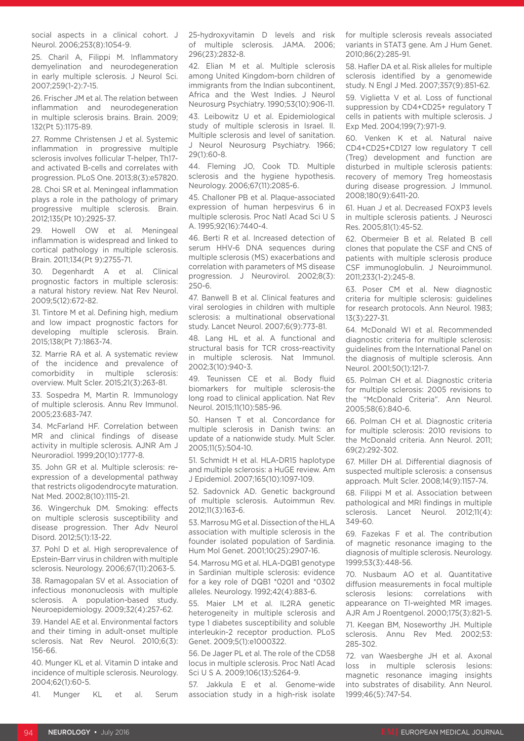social aspects in a clinical cohort. J Neurol. 2006;253(8):1054-9.

25. Charil A, Filippi M. Inflammatory demyelination and neurodegeneration in early multiple sclerosis. J Neurol Sci. 2007;259(1-2):7-15.

26. Frischer JM et al. The relation between inflammation and neurodegeneration in multiple sclerosis brains. Brain. 2009; 132(Pt 5):1175-89.

27. Romme Christensen J et al. Systemic inflammation in progressive multiple sclerosis involves follicular T-helper, Th17- and activated B-cells and correlates with progression. PLoS One. 2013;8(3):e57820.

28. Choi SR et al. Meningeal inflammation plays a role in the pathology of primary progressive multiple sclerosis. Brain. 2012;135(Pt 10):2925-37.

29. Howell OW et al. Meningeal inflammation is widespread and linked to cortical pathology in multiple sclerosis. Brain. 2011;134(Pt 9):2755-71.

30. Degenhardt A et al. Clinical prognostic factors in multiple sclerosis: a natural history review. Nat Rev Neurol. 2009;5(12):672-82.

31. Tintore M et al. Defining high, medium and low impact prognostic factors for developing multiple sclerosis. Brain. 2015;138(Pt 7):1863-74.

32. Marrie RA et al. A systematic review of the incidence and prevalence of comorbidity in multiple sclerosis: overview. Mult Scler. 2015;21(3):263-81.

33. Sospedra M, Martin R. Immunology of multiple sclerosis. Annu Rev Immunol. 2005;23:683-747.

34. McFarland HF. Correlation between MR and clinical findings of disease activity in multiple sclerosis. AJNR Am J Neuroradiol. 1999;20(10):1777-8.

35. John GR et al. Multiple sclerosis: re-expression of a developmental pathway that restricts oligodendrocyte maturation. Nat Med. 2002;8(10):1115-21.

36. Wingerchuk DM. Smoking: effects on multiple sclerosis susceptibility and disease progression. Ther Adv Neurol Disord. 2012;5(1):13-22.

37. Pohl D et al. High seroprevalence of Epstein-Barr virus in children with multiple sclerosis. Neurology. 2006;67(11):2063-5.

38. Ramagopalan SV et al. Association of infectious mononucleosis with multiple sclerosis. A population-based study. Neuroepidemiology. 2009;32(4):257-62.

39. Handel AE et al. Environmental factors and their timing in adult-onset multiple sclerosis. Nat Rev Neurol. 2010;6(3): 156-66.

40. Munger KL et al. Vitamin D intake and incidence of multiple sclerosis. Neurology. 2004;62(1):60-5.

41. Munger KL et al. Serum 25-hydroxyvitamin D levels and risk of multiple sclerosis. JAMA. 2006; 296(23):2832-8.

42. Elian M et al. Multiple sclerosis among United Kingdom-born children of immigrants from the Indian subcontinent, Africa and the West Indies. J Neurol Neurosurg Psychiatry. 1990;53(10):906-11.

43. Leibowitz U et al. Epidemiological study of multiple sclerosis in Israel. II. Multiple sclerosis and level of sanitation. J Neurol Neurosurg Psychiatry. 1966; 29(1):60-8.

44. Fleming JO, Cook TD. Multiple sclerosis and the hygiene hypothesis. Neurology. 2006;67(11):2085-6.

45. Challoner PB et al. Plaque-associated expression of human herpesvirus 6 in multiple sclerosis. Proc Natl Acad Sci U S A. 1995;92(16):7440-4.

46. Berti R et al. Increased detection of serum HHV-6 DNA sequences during multiple sclerosis (MS) exacerbations and correlation with parameters of MS disease progression. J Neurovirol. 2002;8(3): 250-6.

47. Banwell B et al. Clinical features and viral serologies in children with multiple sclerosis: a multinational observational study. Lancet Neurol. 2007;6(9):773-81.

48. Lang HL et al. A functional and structural basis for TCR cross-reactivity in multiple sclerosis. Nat Immunol. 2002;3(10):940-3.

49. Teunissen CE et al. Body fluid biomarkers for multiple sclerosis-the long road to clinical application. Nat Rev Neurol. 2015;11(10):585-96.

50. Hansen T et al. Concordance for multiple sclerosis in Danish twins: an update of a nationwide study. Mult Scler. 2005;11(5):504-10.

51. Schmidt H et al. HLA-DR15 haplotype and multiple sclerosis: a HuGE review. Am J Epidemiol. 2007;165(10):1097-109.

52. Sadovnick AD. Genetic background of multiple sclerosis. Autoimmun Rev. 2012;11(3):163-6.

53. Marrosu MG et al. Dissection of the HLA association with multiple sclerosis in the founder isolated population of Sardinia. Hum Mol Genet. 2001;10(25):2907-16.

54. Marrosu MG et al. HLA-DQB1 genotype in Sardinian multiple sclerosis: evidence for a key role of DQB1 *0201 and *0302 alleles. Neurology. 1992;42(4):883-6.

55. Maier LM et al. IL2RA genetic heterogeneity in multiple sclerosis and type 1 diabetes susceptibility and soluble interleukin-2 receptor production. PLoS Genet. 2009;5(1):e1000322.

56. De Jager PL et al. The role of the CD58 locus in multiple sclerosis. Proc Natl Acad Sci U S A. 2009;106(13):5264-9.

57. Jakkula E et al. Genome-wide association study in a high-risk isolate for multiple sclerosis reveals associated variants in STAT3 gene. Am J Hum Genet. 2010;86(2):285-91.

58. Hafler DA et al. Risk alleles for multiple sclerosis identified by a genomewide study. N Engl J Med. 2007;357(9):851-62.

59. Viglietta V et al. Loss of functional suppression by CD4+CD25+ regulatory T cells in patients with multiple sclerosis. J Exp Med. 2004;199(7):971-9.

60. Venken K et al. Natural naive CD4+CD25+CD127 low regulatory T cell (Treg) development and function are disturbed in multiple sclerosis patients: recovery of memory Treg homeostasis during disease progression. J Immunol. 2008;180(9):6411-20.

61. Huan J et al. Decreased FOXP3 levels in multiple sclerosis patients. J Neurosci Res. 2005;81(1):45-52.

62. Obermeier B et al. Related B cell clones that populate the CSF and CNS of patients with multiple sclerosis produce CSF immunoglobulin. J Neuroimmunol. 2011;233(1-2):245-8.

63. Poser CM et al. New diagnostic criteria for multiple sclerosis: guidelines for research protocols. Ann Neurol. 1983; 13(3):227-31.

64. McDonald WI et al. Recommended diagnostic criteria for multiple sclerosis: guidelines from the International Panel on the diagnosis of multiple sclerosis. Ann Neurol. 2001;50(1):121-7.

65. Polman CH et al. Diagnostic criteria for multiple sclerosis: 2005 revisions to the "McDonald Criteria". Ann Neurol. 2005;58(6):840-6.

66. Polman CH et al. Diagnostic criteria for multiple sclerosis: 2010 revisions to the McDonald criteria. Ann Neurol. 2011; 69(2):292-302.

67. Miller DH et al. Differential diagnosis of suspected multiple sclerosis: a consensus approach. Mult Scler. 2008;14(9):1157-74.

68. Filippi M et al. Association between pathological and MRI findings in multiple sclerosis. Lancet Neurol. 2012;11(4): 349-60.

69. Fazekas F et al. The contribution of magnetic resonance imaging to the diagnosis of multiple sclerosis. Neurology. 1999;53(3):448-56.

70. Nusbaum AO et al. Quantitative diffusion measurements in focal multiple sclerosis lesions: correlations with appearance on TI-weighted MR images. AJR Am J Roentgenol. 2000;175(3):821-5.

71. Keegan BM, Noseworthy JH. Multiple sclerosis. Annu Rev Med. 2002;53: 285-302.

72. van Waesberghe JH et al. Axonal loss in multiple sclerosis lesions: magnetic resonance imaging insights into substrates of disability. Ann Neurol. 1999;46(5):747-54.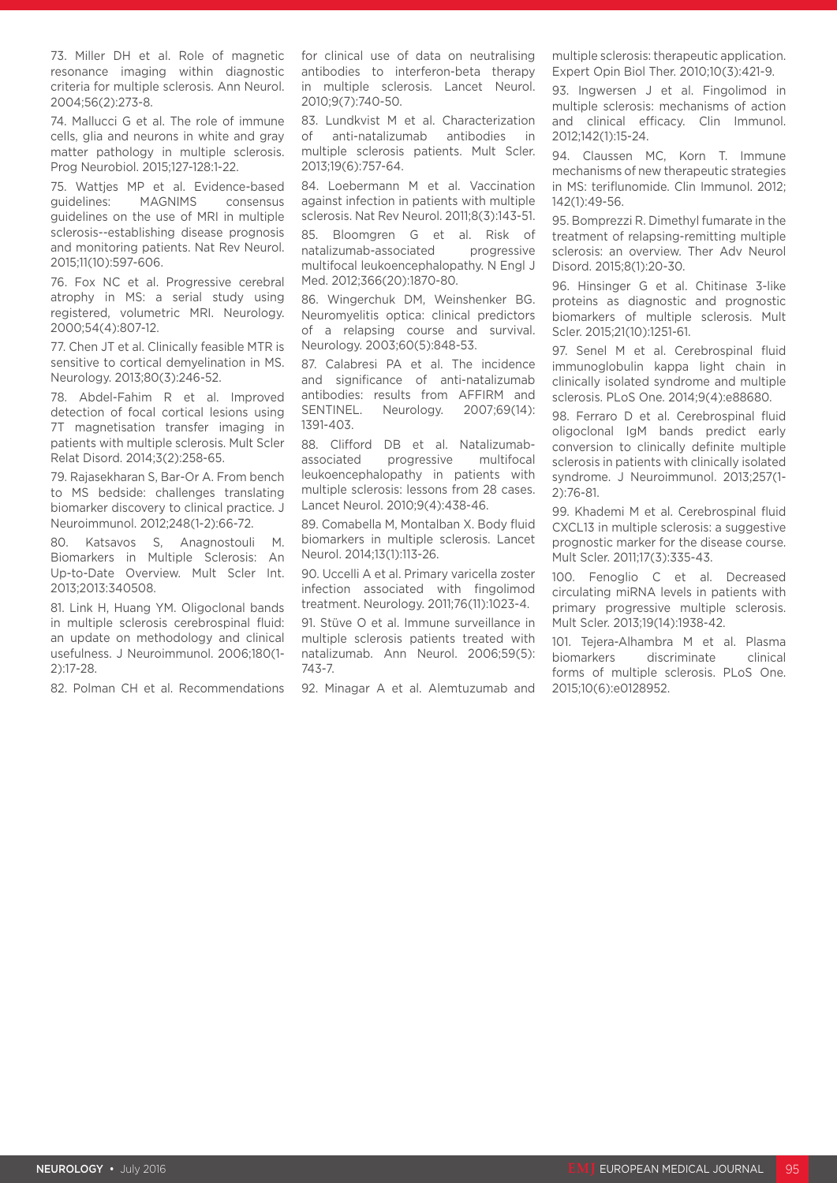73. Miller DH et al. Role of magnetic resonance imaging within diagnostic criteria for multiple sclerosis. Ann Neurol. 2004;56(2):273-8.

74. Mallucci G et al. The role of immune cells, glia and neurons in white and gray matter pathology in multiple sclerosis. Prog Neurobiol. 2015;127-128:1-22.

75. Wattjes MP et al. Evidence-based guidelines: MAGNIMS consensus guidelines on the use of MRI in multiple sclerosis--establishing disease prognosis and monitoring patients. Nat Rev Neurol. 2015;11(10):597-606.

76. Fox NC et al. Progressive cerebral atrophy in MS: a serial study using registered, volumetric MRI. Neurology. 2000;54(4):807-12.

77. Chen JT et al. Clinically feasible MTR is sensitive to cortical demyelination in MS. Neurology. 2013;80(3):246-52.

78. Abdel-Fahim R et al. Improved detection of focal cortical lesions using 7T magnetisation transfer imaging in patients with multiple sclerosis. Mult Scler Relat Disord. 2014;3(2):258-65.

79. Rajasekharan S, Bar-Or A. From bench to MS bedside: challenges translating biomarker discovery to clinical practice. J Neuroimmunol. 2012;248(1-2):66-72.

80. Katsavos S, Anagnostouli M. Biomarkers in Multiple Sclerosis: An Up-to-Date Overview. Mult Scler Int. 2013;2013:340508.

81. Link H, Huang YM. Oligoclonal bands in multiple sclerosis cerebrospinal fluid: an update on methodology and clinical usefulness. J Neuroimmunol. 2006;180(1-2):17-28.

82. Polman CH et al. Recommendations for clinical use of data on neutralising antibodies to interferon-beta therapy in multiple sclerosis. Lancet Neurol. 2010;9(7):740-50.

83. Lundkvist M et al. Characterization of anti-natalizumab antibodies in multiple sclerosis patients. Mult Scler. 2013;19(6):757-64.

84. Loebermann M et al. Vaccination against infection in patients with multiple sclerosis. Nat Rev Neurol. 2011;8(3):143-51.

85. Bloomgren G et al. Risk of natalizumab-associated progressive multifocal leukoencephalopathy. N Engl J Med. 2012;366(20):1870-80.

86. Wingerchuk DM, Weinshenker BG. Neuromyelitis optica: clinical predictors of a relapsing course and survival. Neurology. 2003;60(5):848-53.

87. Calabresi PA et al. The incidence and significance of anti-natalizumab antibodies: results from AFFIRM and SENTINEL. Neurology. 2007;69(14):1391-403.

88. Clifford DB et al. Natalizumab-associated progressive multifocal leukoencephalopathy in patients with multiple sclerosis: lessons from 28 cases. Lancet Neurol. 2010;9(4):438-46.

89. Comabella M, Montalban X. Body fluid biomarkers in multiple sclerosis. Lancet Neurol. 2014;13(1):113-26.

90. Uccelli A et al. Primary varicella zoster infection associated with fingolimod treatment. Neurology. 2011;76(11):1023-4.

91. Stüve O et al. Immune surveillance in multiple sclerosis patients treated with natalizumab. Ann Neurol. 2006;59(5):743-7.

92. Minagar A et al. Alemtuzumab and multiple sclerosis: therapeutic application. Expert Opin Biol Ther. 2010;10(3):421-9.

93. Ingwersen J et al. Fingolimod in multiple sclerosis: mechanisms of action and clinical efficacy. Clin Immunol. 2012;142(1):15-24.

94. Claussen MC, Korn T. Immune mechanisms of new therapeutic strategies in MS: teriflunomide. Clin Immunol. 2012;142(1):49-56.

95. Bomprezzi R. Dimethyl fumarate in the treatment of relapsing-remitting multiple sclerosis: an overview. Ther Adv Neurol Disord. 2015;8(1):20-30.

96. Hinsinger G et al. Chitinase 3-like proteins as diagnostic and prognostic biomarkers of multiple sclerosis. Mult Scler. 2015;21(10):1251-61.

97. Senel M et al. Cerebrospinal fluid immunoglobulin kappa light chain in clinically isolated syndrome and multiple sclerosis. PLoS One. 2014;9(4):e88680.

98. Ferraro D et al. Cerebrospinal fluid oligoclonal IgM bands predict early conversion to clinically definite multiple sclerosis in patients with clinically isolated syndrome. J Neuroimmunol. 2013;257(1-2):76-81.

99. Khademi M et al. Cerebrospinal fluid CXCL13 in multiple sclerosis: a suggestive prognostic marker for the disease course. Mult Scler. 2011;17(3):335-43.

100. Fenoglio C et al. Decreased circulating miRNA levels in patients with primary progressive multiple sclerosis. Mult Scler. 2013;19(14):1938-42.

101. Tejera-Alhambra M et al. Plasma biomarkers discriminate clinical forms of multiple sclerosis. PLoS One. 2015;10(6):e0128952.